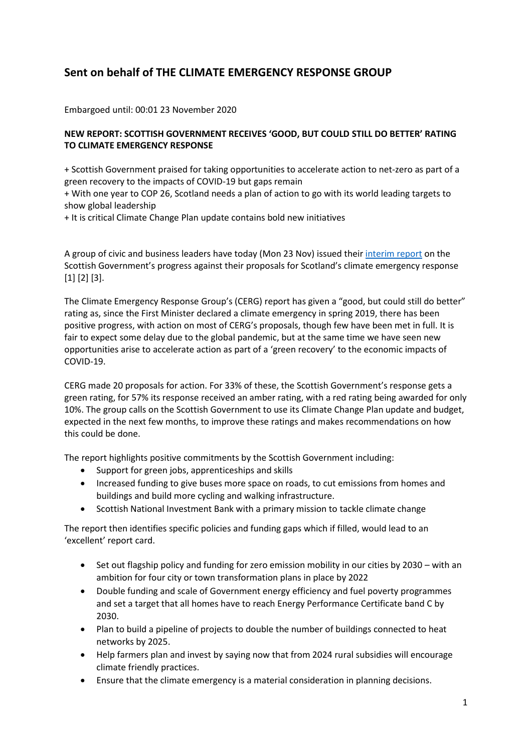## Sent on behalf of THE CLIMATE EMERGENCY RESPONSE GROUP

Embargoed until: 00:01 23 November 2020

**NEW REPORT: SCOTTISH GOVERNMENT RECEIVES 'GOOD, BUT COULD STILL DO BETTER' RATING TO CLIMATE EMERGENCY RESPONSE**

+ Scottish Government praised for taking opportunities to accelerate action to net-zero as part of a green recovery to the impacts of COVID-19 but gaps remain
+ With one year to COP 26, Scotland needs a plan of action to go with its world leading targets to show global leadership
+ It is critical Climate Change Plan update contains bold new initiatives

A group of civic and business leaders have today (Mon 23 Nov) issued their interim report on the Scottish Government's progress against their proposals for Scotland's climate emergency response [1] [2] [3].

The Climate Emergency Response Group's (CERG) report has given a "good, but could still do better" rating as, since the First Minister declared a climate emergency in spring 2019, there has been positive progress, with action on most of CERG's proposals, though few have been met in full. It is fair to expect some delay due to the global pandemic, but at the same time we have seen new opportunities arise to accelerate action as part of a 'green recovery' to the economic impacts of COVID-19.

CERG made 20 proposals for action. For 33% of these, the Scottish Government's response gets a green rating, for 57% its response received an amber rating, with a red rating being awarded for only 10%. The group calls on the Scottish Government to use its Climate Change Plan update and budget, expected in the next few months, to improve these ratings and makes recommendations on how this could be done.

The report highlights positive commitments by the Scottish Government including:

- Support for green jobs, apprenticeships and skills
- Increased funding to give buses more space on roads, to cut emissions from homes and buildings and build more cycling and walking infrastructure.
- Scottish National Investment Bank with a primary mission to tackle climate change

The report then identifies specific policies and funding gaps which if filled, would lead to an 'excellent' report card.

- Set out flagship policy and funding for zero emission mobility in our cities by 2030 – with an ambition for four city or town transformation plans in place by 2022
- Double funding and scale of Government energy efficiency and fuel poverty programmes and set a target that all homes have to reach Energy Performance Certificate band C by 2030.
- Plan to build a pipeline of projects to double the number of buildings connected to heat networks by 2025.
- Help farmers plan and invest by saying now that from 2024 rural subsidies will encourage climate friendly practices.
- Ensure that the climate emergency is a material consideration in planning decisions.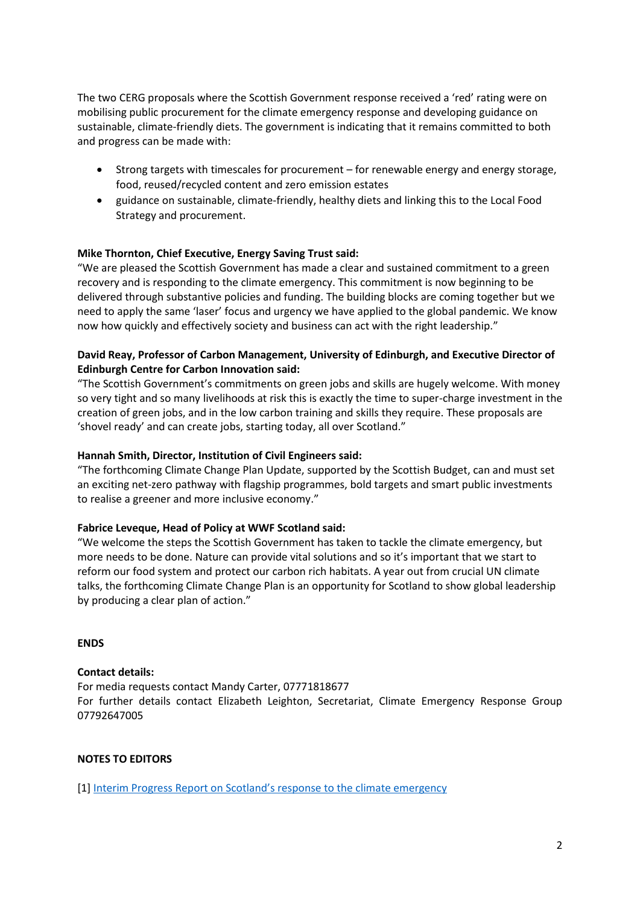The two CERG proposals where the Scottish Government response received a 'red' rating were on mobilising public procurement for the climate emergency response and developing guidance on sustainable, climate-friendly diets. The government is indicating that it remains committed to both and progress can be made with:

- Strong targets with timescales for procurement – for renewable energy and energy storage, food, reused/recycled content and zero emission estates
- guidance on sustainable, climate-friendly, healthy diets and linking this to the Local Food Strategy and procurement.

**Mike Thornton, Chief Executive, Energy Saving Trust said:**
"We are pleased the Scottish Government has made a clear and sustained commitment to a green recovery and is responding to the climate emergency. This commitment is now beginning to be delivered through substantive policies and funding. The building blocks are coming together but we need to apply the same 'laser' focus and urgency we have applied to the global pandemic. We know now how quickly and effectively society and business can act with the right leadership."

**David Reay, Professor of Carbon Management, University of Edinburgh, and Executive Director of Edinburgh Centre for Carbon Innovation said:**
"The Scottish Government's commitments on green jobs and skills are hugely welcome. With money so very tight and so many livelihoods at risk this is exactly the time to super-charge investment in the creation of green jobs, and in the low carbon training and skills they require. These proposals are 'shovel ready' and can create jobs, starting today, all over Scotland."

**Hannah Smith, Director, Institution of Civil Engineers said:**
"The forthcoming Climate Change Plan Update, supported by the Scottish Budget, can and must set an exciting net-zero pathway with flagship programmes, bold targets and smart public investments to realise a greener and more inclusive economy."

**Fabrice Leveque, Head of Policy at WWF Scotland said:**
"We welcome the steps the Scottish Government has taken to tackle the climate emergency, but more needs to be done. Nature can provide vital solutions and so it's important that we start to reform our food system and protect our carbon rich habitats. A year out from crucial UN climate talks, the forthcoming Climate Change Plan is an opportunity for Scotland to show global leadership by producing a clear plan of action."

**ENDS**

**Contact details:**
For media requests contact Mandy Carter, 07771818677
For further details contact Elizabeth Leighton, Secretariat, Climate Emergency Response Group 07792647005

**NOTES TO EDITORS**

[1] Interim Progress Report on Scotland's response to the climate emergency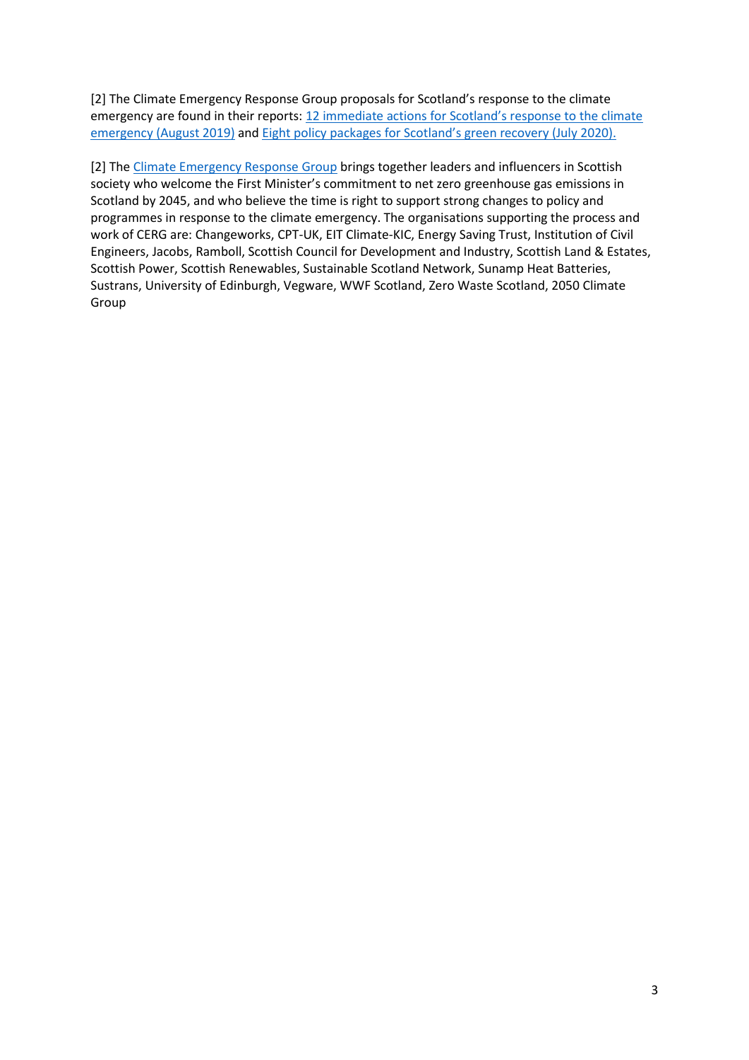[2] The Climate Emergency Response Group proposals for Scotland's response to the climate emergency are found in their reports: 12 immediate actions for Scotland's response to the climate emergency (August 2019) and Eight policy packages for Scotland's green recovery (July 2020).

[2] The Climate Emergency Response Group brings together leaders and influencers in Scottish society who welcome the First Minister's commitment to net zero greenhouse gas emissions in Scotland by 2045, and who believe the time is right to support strong changes to policy and programmes in response to the climate emergency. The organisations supporting the process and work of CERG are: Changeworks, CPT-UK, EIT Climate-KIC, Energy Saving Trust, Institution of Civil Engineers, Jacobs, Ramboll, Scottish Council for Development and Industry, Scottish Land & Estates, Scottish Power, Scottish Renewables, Sustainable Scotland Network, Sunamp Heat Batteries, Sustrans, University of Edinburgh, Vegware, WWF Scotland, Zero Waste Scotland, 2050 Climate Group